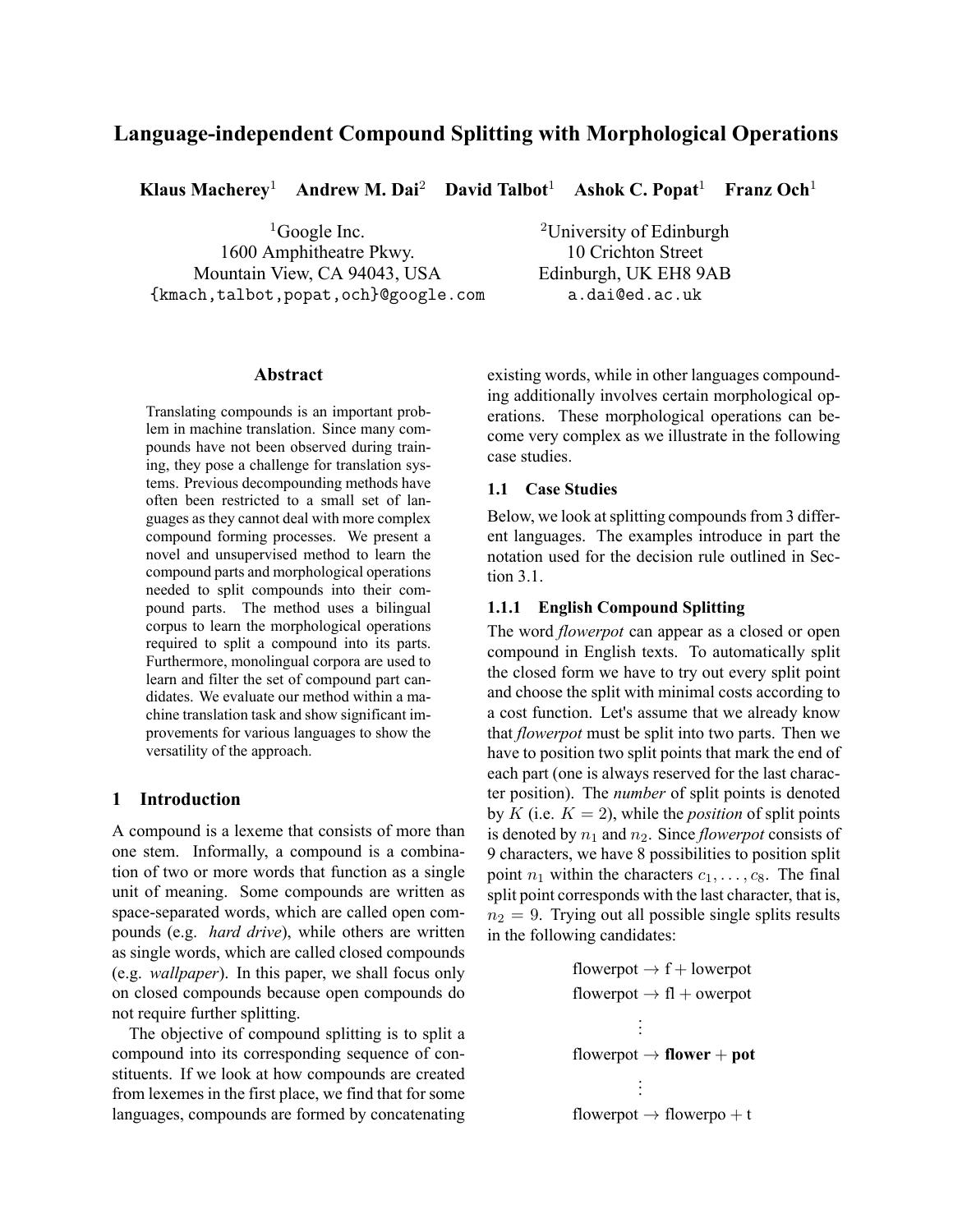# Language-independent Compound Splitting with Morphological Operations

**Klaus Macherey**[1] **Andrew M. Dai**[2] **David Talbot**[1] **Ashok C. Popat**[1] **Franz Och**[1]

[1]Google Inc.
1600 Amphitheatre Pkwy.
Mountain View, CA 94043, USA
{kmach,talbot,popat,och}@google.com

[2]University of Edinburgh
10 Crichton Street
Edinburgh, UK EH8 9AB
a.dai@ed.ac.uk

## Abstract

Translating compounds is an important problem in machine translation. Since many compounds have not been observed during training, they pose a challenge for translation systems. Previous decompounding methods have often been restricted to a small set of languages as they cannot deal with more complex compound forming processes. We present a novel and unsupervised method to learn the compound parts and morphological operations needed to split compounds into their compound parts. The method uses a bilingual corpus to learn the morphological operations required to split a compound into its parts. Furthermore, monolingual corpora are used to learn and filter the set of compound part candidates. We evaluate our method within a machine translation task and show significant improvements for various languages to show the versatility of the approach.

## 1 Introduction

A compound is a lexeme that consists of more than one stem. Informally, a compound is a combination of two or more words that function as a single unit of meaning. Some compounds are written as space-separated words, which are called open compounds (e.g. *hard drive*), while others are written as single words, which are called closed compounds (e.g. *wallpaper*). In this paper, we shall focus only on closed compounds because open compounds do not require further splitting.

The objective of compound splitting is to split a compound into its corresponding sequence of constituents. If we look at how compounds are created from lexemes in the first place, we find that for some languages, compounds are formed by concatenating existing words, while in other languages compounding additionally involves certain morphological operations. These morphological operations can become very complex as we illustrate in the following case studies.

### 1.1 Case Studies

Below, we look at splitting compounds from 3 different languages. The examples introduce in part the notation used for the decision rule outlined in Section 3.1.

#### 1.1.1 English Compound Splitting

The word *flowerpot* can appear as a closed or open compound in English texts. To automatically split the closed form we have to try out every split point and choose the split with minimal costs according to a cost function. Let's assume that we already know that *flowerpot* must be split into two parts. Then we have to position two split points that mark the end of each part (one is always reserved for the last character position). The *number* of split points is denoted by $K$ (i.e. $K = 2$), while the *position* of split points is denoted by $n_1$ and $n_2$. Since *flowerpot* consists of 9 characters, we have 8 possibilities to position split point $n_1$ within the characters $c_1, \ldots, c_8$. The final split point corresponds with the last character, that is, $n_2 = 9$. Trying out all possible single splits results in the following candidates:

flowerpot → f + lowerpot
flowerpot → fl + owerpot
⋮
flowerpot → **flower** + **pot**
⋮
flowerpot → flowerpo + t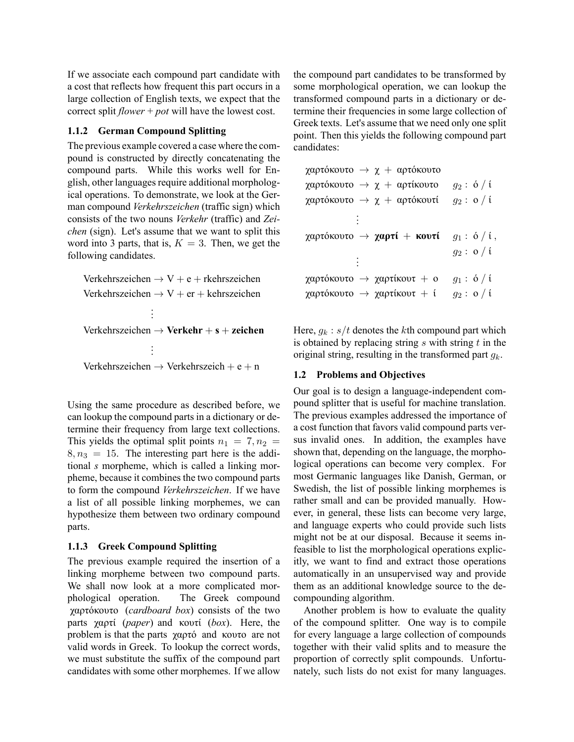If we associate each compound part candidate with a cost that reflects how frequent this part occurs in a large collection of English texts, we expect that the correct split *flower* + *pot* will have the lowest cost.

### 1.1.2 German Compound Splitting

The previous example covered a case where the compound is constructed by directly concatenating the compound parts. While this works well for English, other languages require additional morphological operations. To demonstrate, we look at the German compound *Verkehrszeichen* (traffic sign) which consists of the two nouns *Verkehr* (traffic) and *Zeichen* (sign). Let's assume that we want to split this word into 3 parts, that is, $K = 3$. Then, we get the following candidates.

Verkehrszeichen → V + e + rkehrszeichen
Verkehrszeichen → V + er + kehrszeichen

⋮

Verkehrszeichen → **Verkehr** + **s** + **zeichen**

⋮

Verkehrszeichen → Verkehrszeich + e + n

Using the same procedure as described before, we can lookup the compound parts in a dictionary or determine their frequency from large text collections. This yields the optimal split points $n_1 = 7, n_2 = 8, n_3 = 15$. The interesting part here is the additional *s* morpheme, which is called a linking morpheme, because it combines the two compound parts to form the compound *Verkehrszeichen*. If we have a list of all possible linking morphemes, we can hypothesize them between two ordinary compound parts.

### 1.1.3 Greek Compound Splitting

The previous example required the insertion of a linking morpheme between two compound parts. We shall now look at a more complicated morphological operation. The Greek compound χαρτόκουτο (*cardboard box*) consists of the two parts χαρτί (*paper*) and κουτί (*box*). Here, the problem is that the parts χαρτό and κουτο are not valid words in Greek. To lookup the correct words, we must substitute the suffix of the compound part candidates with some other morphemes. If we allow the compound part candidates to be transformed by some morphological operation, we can lookup the transformed compound parts in a dictionary or determine their frequencies in some large collection of Greek texts. Let's assume that we need only one split point. Then this yields the following compound part candidates:

χαρτόκουτο → χ + αρτόκουτο
χαρτόκουτο → χ + αρτίκουτο  $g_2$ : ό / ί
χαρτόκουτο → χ + αρτόκουτί  $g_2$ : ο / ί

⋮

χαρτόκουτο → **χαρτί** + **κουτί**  $g_1$ : ό / ί , $g_2$ : ο / ί

⋮

χαρτόκουτο → χαρτίκουτ + ο  $g_1$ : ό / ί
χαρτόκουτο → χαρτίκουτ + ί  $g_2$ : ο / ί

Here, $g_k : s/t$ denotes the $k$th compound part which is obtained by replacing string $s$ with string $t$ in the original string, resulting in the transformed part $g_k$.

## 1.2 Problems and Objectives

Our goal is to design a language-independent compound splitter that is useful for machine translation. The previous examples addressed the importance of a cost function that favors valid compound parts versus invalid ones. In addition, the examples have shown that, depending on the language, the morphological operations can become very complex. For most Germanic languages like Danish, German, or Swedish, the list of possible linking morphemes is rather small and can be provided manually. However, in general, these lists can become very large, and language experts who could provide such lists might not be at our disposal. Because it seems infeasible to list the morphological operations explicitly, we want to find and extract those operations automatically in an unsupervised way and provide them as an additional knowledge source to the decompounding algorithm.

Another problem is how to evaluate the quality of the compound splitter. One way is to compile for every language a large collection of compounds together with their valid splits and to measure the proportion of correctly split compounds. Unfortunately, such lists do not exist for many languages.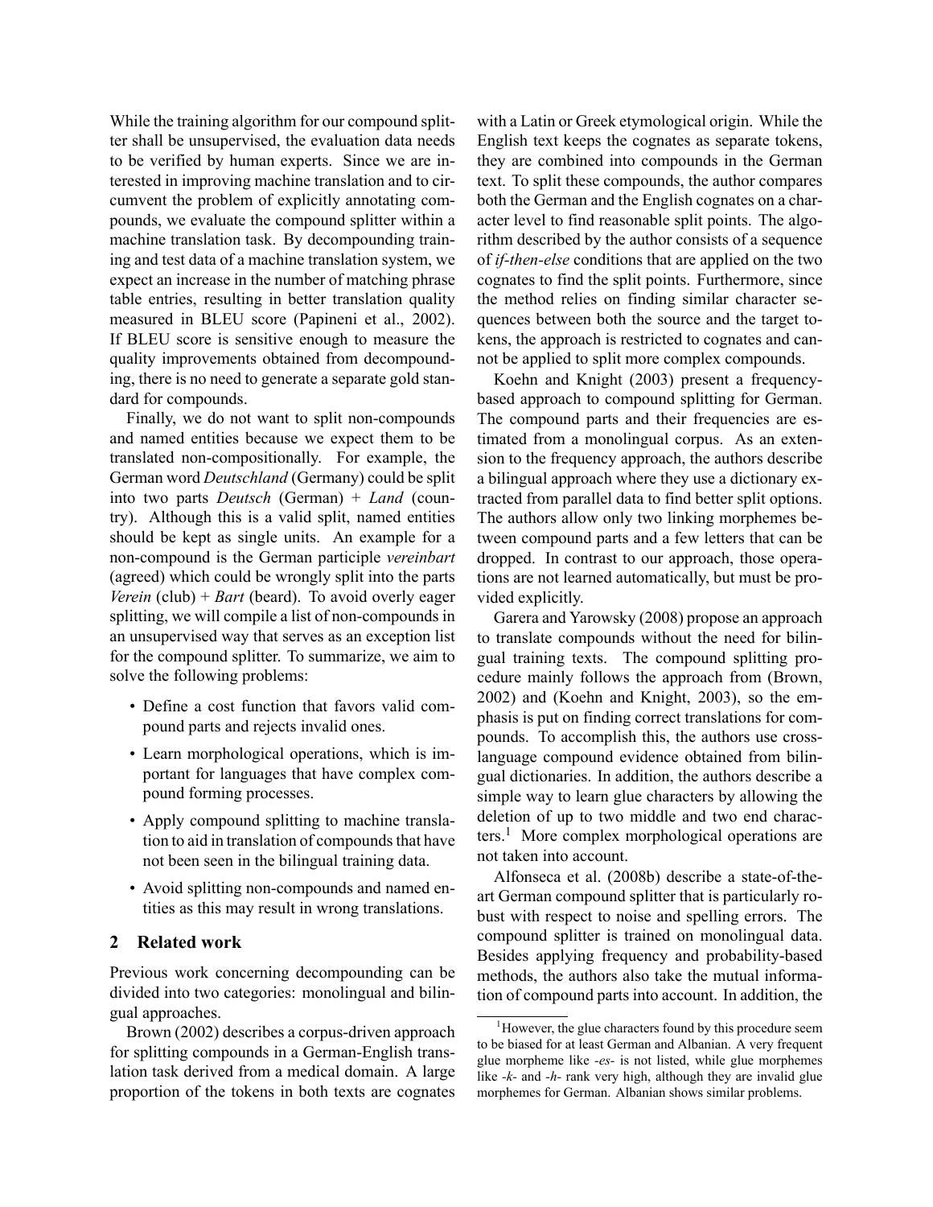While the training algorithm for our compound splitter shall be unsupervised, the evaluation data needs to be verified by human experts. Since we are interested in improving machine translation and to circumvent the problem of explicitly annotating compounds, we evaluate the compound splitter within a machine translation task. By decompounding training and test data of a machine translation system, we expect an increase in the number of matching phrase table entries, resulting in better translation quality measured in BLEU score (Papineni et al., 2002). If BLEU score is sensitive enough to measure the quality improvements obtained from decompounding, there is no need to generate a separate gold standard for compounds.

Finally, we do not want to split non-compounds and named entities because we expect them to be translated non-compositionally. For example, the German word *Deutschland* (Germany) could be split into two parts *Deutsch* (German) + *Land* (country). Although this is a valid split, named entities should be kept as single units. An example for a non-compound is the German participle *vereinbart* (agreed) which could be wrongly split into the parts *Verein* (club) + *Bart* (beard). To avoid overly eager splitting, we will compile a list of non-compounds in an unsupervised way that serves as an exception list for the compound splitter. To summarize, we aim to solve the following problems:

- Define a cost function that favors valid compound parts and rejects invalid ones.
- Learn morphological operations, which is important for languages that have complex compound forming processes.
- Apply compound splitting to machine translation to aid in translation of compounds that have not been seen in the bilingual training data.
- Avoid splitting non-compounds and named entities as this may result in wrong translations.

## 2 Related work

Previous work concerning decompounding can be divided into two categories: monolingual and bilingual approaches.

Brown (2002) describes a corpus-driven approach for splitting compounds in a German-English translation task derived from a medical domain. A large proportion of the tokens in both texts are cognates with a Latin or Greek etymological origin. While the English text keeps the cognates as separate tokens, they are combined into compounds in the German text. To split these compounds, the author compares both the German and the English cognates on a character level to find reasonable split points. The algorithm described by the author consists of a sequence of *if-then-else* conditions that are applied on the two cognates to find the split points. Furthermore, since the method relies on finding similar character sequences between both the source and the target tokens, the approach is restricted to cognates and cannot be applied to split more complex compounds.

Koehn and Knight (2003) present a frequency-based approach to compound splitting for German. The compound parts and their frequencies are estimated from a monolingual corpus. As an extension to the frequency approach, the authors describe a bilingual approach where they use a dictionary extracted from parallel data to find better split options. The authors allow only two linking morphemes between compound parts and a few letters that can be dropped. In contrast to our approach, those operations are not learned automatically, but must be provided explicitly.

Garera and Yarowsky (2008) propose an approach to translate compounds without the need for bilingual training texts. The compound splitting procedure mainly follows the approach from (Brown, 2002) and (Koehn and Knight, 2003), so the emphasis is put on finding correct translations for compounds. To accomplish this, the authors use cross-language compound evidence obtained from bilingual dictionaries. In addition, the authors describe a simple way to learn glue characters by allowing the deletion of up to two middle and two end characters.[1] More complex morphological operations are not taken into account.

Alfonseca et al. (2008b) describe a state-of-the-art German compound splitter that is particularly robust with respect to noise and spelling errors. The compound splitter is trained on monolingual data. Besides applying frequency and probability-based methods, the authors also take the mutual information of compound parts into account. In addition, the

[1] However, the glue characters found by this procedure seem to be biased for at least German and Albanian. A very frequent glue morpheme like *-es-* is not listed, while glue morphemes like *-k-* and *-h-* rank very high, although they are invalid glue morphemes for German. Albanian shows similar problems.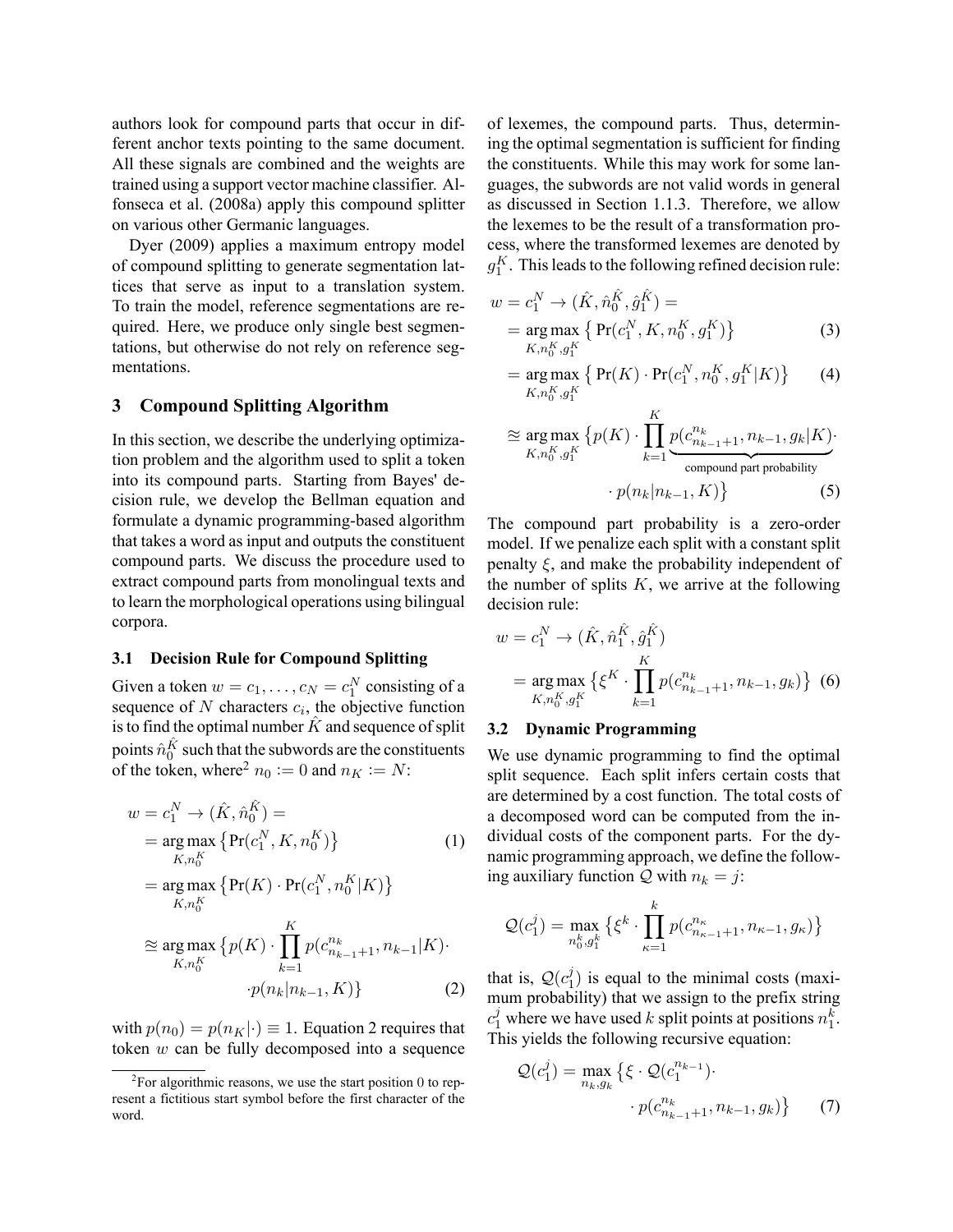authors look for compound parts that occur in different anchor texts pointing to the same document. All these signals are combined and the weights are trained using a support vector machine classifier. Alfonseca et al. (2008a) apply this compound splitter on various other Germanic languages.

Dyer (2009) applies a maximum entropy model of compound splitting to generate segmentation lattices that serve as input to a translation system. To train the model, reference segmentations are required. Here, we produce only single best segmentations, but otherwise do not rely on reference segmentations.

## 3 Compound Splitting Algorithm

In this section, we describe the underlying optimization problem and the algorithm used to split a token into its compound parts. Starting from Bayes' decision rule, we develop the Bellman equation and formulate a dynamic programming-based algorithm that takes a word as input and outputs the constituent compound parts. We discuss the procedure used to extract compound parts from monolingual texts and to learn the morphological operations using bilingual corpora.

### 3.1 Decision Rule for Compound Splitting

Given a token $w = c_1, \ldots, c_N = c_1^N$ consisting of a sequence of $N$ characters $c_i$, the objective function is to find the optimal number $\hat{K}$ and sequence of split points $\hat{n}_0^{\hat{K}}$ such that the subwords are the constituents of the token, where[2] $n_0 := 0$ and $n_K := N$:

$$
\begin{aligned}
w = c_1^N \to (\hat{K}, \hat{n}_0^{\hat{K}}) &= \\
&= \operatorname*{arg\,max}_{K, n_0^K} \left\{ \Pr(c_1^N, K, n_0^K) \right\} \qquad (1) \\
&= \operatorname*{arg\,max}_{K, n_0^K} \left\{ \Pr(K) \cdot \Pr(c_1^N, n_0^K | K) \right\} \\
&\cong \operatorname*{arg\,max}_{K, n_0^K} \Big\{ p(K) \cdot \prod_{k=1}^{K} p(c_{n_{k-1}+1}^{n_k}, n_{k-1} | K) \cdot \\
&\qquad \cdot p(n_k | n_{k-1}, K) \Big\} \qquad (2)
\end{aligned}
$$

with $p(n_0) = p(n_K|\cdot) \equiv 1$. Equation 2 requires that token $w$ can be fully decomposed into a sequence of lexemes, the compound parts. Thus, determining the optimal segmentation is sufficient for finding the constituents. While this may work for some languages, the subwords are not valid words in general as discussed in Section 1.1.3. Therefore, we allow the lexemes to be the result of a transformation process, where the transformed lexemes are denoted by $g_1^K$. This leads to the following refined decision rule:

$$
\begin{aligned}
w = c_1^N \to (\hat{K}, \hat{n}_0^{\hat{K}}, \hat{g}_1^{\hat{K}}) &= \\
&= \operatorname*{arg\,max}_{K, n_0^K, g_1^K} \left\{ \Pr(c_1^N, K, n_0^K, g_1^K) \right\} \qquad (3) \\
&= \operatorname*{arg\,max}_{K, n_0^K, g_1^K} \left\{ \Pr(K) \cdot \Pr(c_1^N, n_0^K, g_1^K | K) \right\} \qquad (4) \\
&\cong \operatorname*{arg\,max}_{K, n_0^K, g_1^K} \Big\{ p(K) \cdot \prod_{k=1}^{K} \underbrace{p(c_{n_{k-1}+1}^{n_k}, n_{k-1}, g_k | K)}_{\text{compound part probability}} \cdot \\
&\qquad \cdot p(n_k | n_{k-1}, K) \Big\} \qquad (5)
\end{aligned}
$$

The compound part probability is a zero-order model. If we penalize each split with a constant split penalty $\xi$, and make the probability independent of the number of splits $K$, we arrive at the following decision rule:

$$
\begin{aligned}
w = c_1^N &\to (\hat{K}, \hat{n}_1^{\hat{K}}, \hat{g}_1^{\hat{K}}) \\
&= \operatorname*{arg\,max}_{K, n_0^K, g_1^K} \Big\{ \xi^K \cdot \prod_{k=1}^{K} p(c_{n_{k-1}+1}^{n_k}, n_{k-1}, g_k) \Big\} \qquad (6)
\end{aligned}
$$

### 3.2 Dynamic Programming

We use dynamic programming to find the optimal split sequence. Each split infers certain costs that are determined by a cost function. The total costs of a decomposed word can be computed from the individual costs of the component parts. For the dynamic programming approach, we define the following auxiliary function $\mathcal{Q}$ with $n_k = j$:

$$
\mathcal{Q}(c_1^j) = \max_{n_0^k, g_1^k} \Big\{ \xi^k \cdot \prod_{\kappa=1}^{k} p(c_{n_{\kappa-1}+1}^{n_\kappa}, n_{\kappa-1}, g_\kappa) \Big\}
$$

that is, $\mathcal{Q}(c_1^j)$ is equal to the minimal costs (maximum probability) that we assign to the prefix string $c_1^j$ where we have used $k$ split points at positions $n_1^k$. This yields the following recursive equation:

$$
\begin{aligned}
\mathcal{Q}(c_1^j) = \max_{n_k, g_k} \Big\{ \xi \cdot \mathcal{Q}(c_1^{n_{k-1}}) \cdot& \\
\cdot p(c_{n_{k-1}+1}^{n_k}, n_{k-1}, g_k) \Big\}& \qquad (7)
\end{aligned}
$$

[2] For algorithmic reasons, we use the start position 0 to represent a fictitious start symbol before the first character of the word.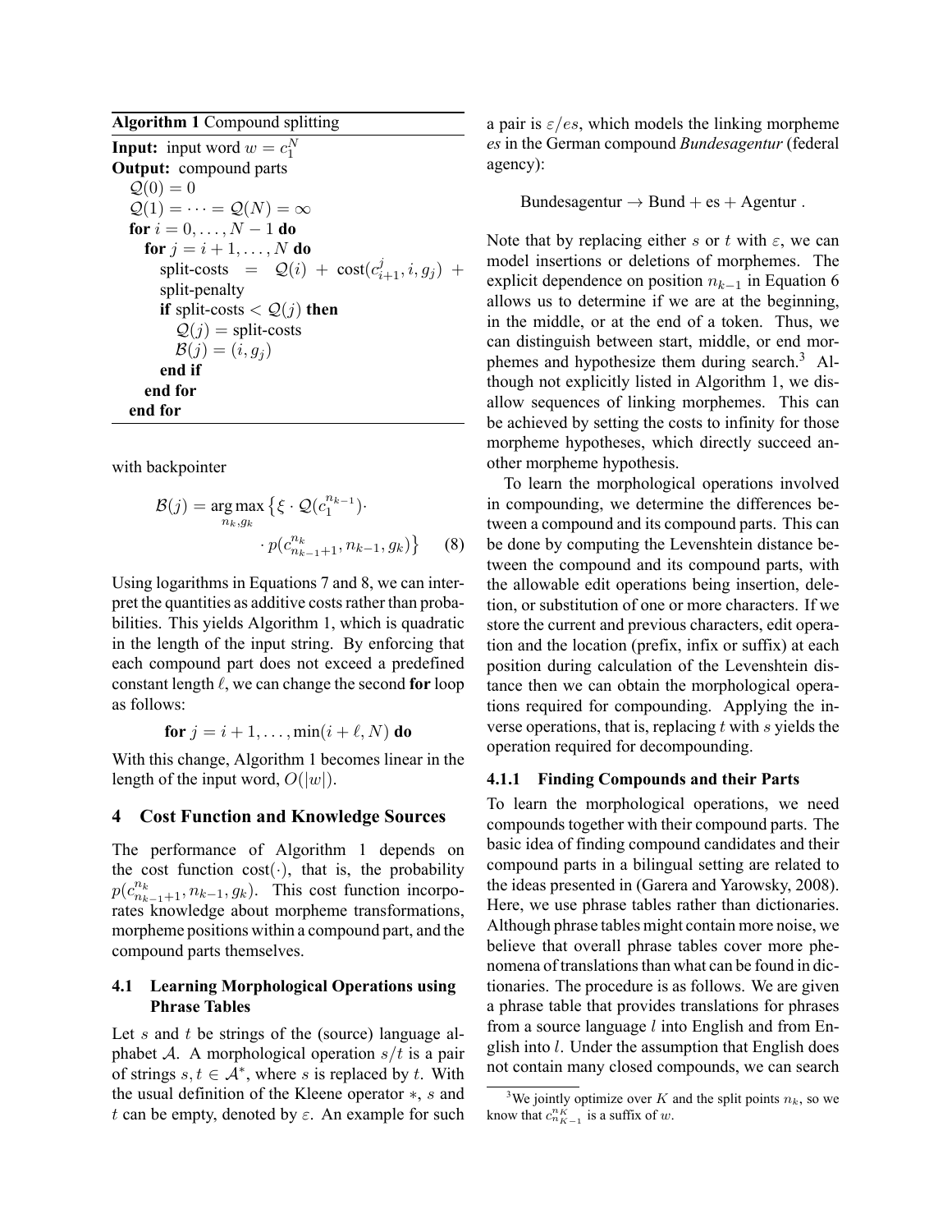**Algorithm 1** Compound splitting

**Input:** input word $w = c_1^N$
**Output:** compound parts

```
Q(0) = 0
Q(1) = ··· = Q(N) = ∞
for i = 0, ..., N − 1 do
  for j = i + 1, ..., N do
    split-costs = Q(i) + cost(c_{i+1}^j, i, g_j) +
    split-penalty
    if split-costs < Q(j) then
      Q(j) = split-costs
      B(j) = (i, g_j)
    end if
  end for
end for
```

with backpointer

$$\mathcal{B}(j) = \underset{n_k, g_k}{\arg\max} \left\{ \xi \cdot \mathcal{Q}(c_1^{n_{k-1}}) \cdot \cdot p(c_{n_{k-1}+1}^{n_k}, n_{k-1}, g_k) \right\} \quad (8)$$

Using logarithms in Equations 7 and 8, we can interpret the quantities as additive costs rather than probabilities. This yields Algorithm 1, which is quadratic in the length of the input string. By enforcing that each compound part does not exceed a predefined constant length $\ell$, we can change the second **for** loop as follows:

**for** $j = i + 1, \ldots, \min(i + \ell, N)$ **do**

With this change, Algorithm 1 becomes linear in the length of the input word, $O(|w|)$.

## 4 Cost Function and Knowledge Sources

The performance of Algorithm 1 depends on the cost function $\text{cost}(\cdot)$, that is, the probability $p(c_{n_{k-1}+1}^{n_k}, n_{k-1}, g_k)$. This cost function incorporates knowledge about morpheme transformations, morpheme positions within a compound part, and the compound parts themselves.

### 4.1 Learning Morphological Operations using Phrase Tables

Let $s$ and $t$ be strings of the (source) language alphabet $\mathcal{A}$. A morphological operation $s/t$ is a pair of strings $s, t \in \mathcal{A}^*$, where $s$ is replaced by $t$. With the usual definition of the Kleene operator $*$, $s$ and $t$ can be empty, denoted by $\varepsilon$. An example for such a pair is $\varepsilon/es$, which models the linking morpheme *es* in the German compound *Bundesagentur* (federal agency):

$$\text{Bundesagentur} \rightarrow \text{Bund} + \text{es} + \text{Agentur} .$$

Note that by replacing either $s$ or $t$ with $\varepsilon$, we can model insertions or deletions of morphemes. The explicit dependence on position $n_{k-1}$ in Equation 6 allows us to determine if we are at the beginning, in the middle, or at the end of a token. Thus, we can distinguish between start, middle, or end morphemes and hypothesize them during search.[3] Although not explicitly listed in Algorithm 1, we disallow sequences of linking morphemes. This can be achieved by setting the costs to infinity for those morpheme hypotheses, which directly succeed another morpheme hypothesis.

To learn the morphological operations involved in compounding, we determine the differences between a compound and its compound parts. This can be done by computing the Levenshtein distance between the compound and its compound parts, with the allowable edit operations being insertion, deletion, or substitution of one or more characters. If we store the current and previous characters, edit operation and the location (prefix, infix or suffix) at each position during calculation of the Levenshtein distance then we can obtain the morphological operations required for compounding. Applying the inverse operations, that is, replacing $t$ with $s$ yields the operation required for decompounding.

#### 4.1.1 Finding Compounds and their Parts

To learn the morphological operations, we need compounds together with their compound parts. The basic idea of finding compound candidates and their compound parts in a bilingual setting are related to the ideas presented in (Garera and Yarowsky, 2008). Here, we use phrase tables rather than dictionaries. Although phrase tables might contain more noise, we believe that overall phrase tables cover more phenomena of translations than what can be found in dictionaries. The procedure is as follows. We are given a phrase table that provides translations for phrases from a source language $l$ into English and from English into $l$. Under the assumption that English does not contain many closed compounds, we can search

[3]We jointly optimize over $K$ and the split points $n_k$, so we know that $c_{n_{K-1}}^{n_K}$ is a suffix of $w$.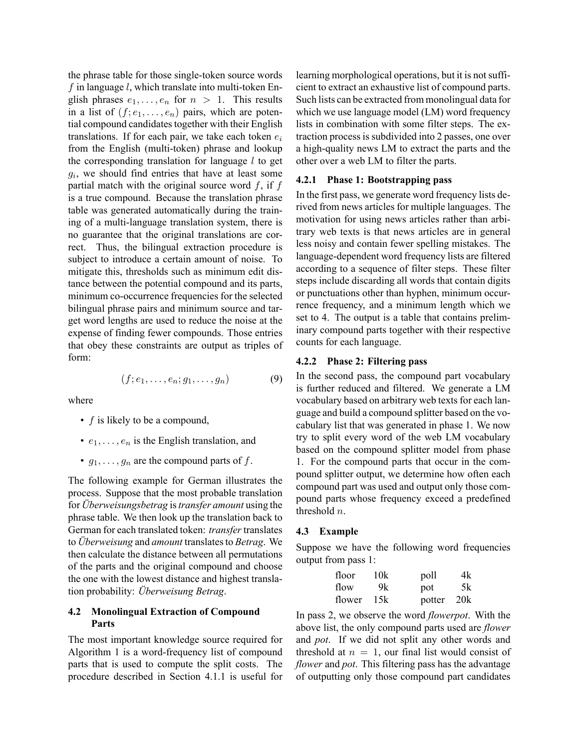the phrase table for those single-token source words $f$ in language $l$, which translate into multi-token English phrases $e_1, \ldots, e_n$ for $n > 1$. This results in a list of $(f; e_1, \ldots, e_n)$ pairs, which are potential compound candidates together with their English translations. If for each pair, we take each token $e_i$ from the English (multi-token) phrase and lookup the corresponding translation for language $l$ to get $g_i$, we should find entries that have at least some partial match with the original source word $f$, if $f$ is a true compound. Because the translation phrase table was generated automatically during the training of a multi-language translation system, there is no guarantee that the original translations are correct. Thus, the bilingual extraction procedure is subject to introduce a certain amount of noise. To mitigate this, thresholds such as minimum edit distance between the potential compound and its parts, minimum co-occurrence frequencies for the selected bilingual phrase pairs and minimum source and target word lengths are used to reduce the noise at the expense of finding fewer compounds. Those entries that obey these constraints are output as triples of form:

$$(f; e_1, \ldots, e_n; g_1, \ldots, g_n) \tag{9}$$

where

- $f$ is likely to be a compound,
- $e_1, \ldots, e_n$ is the English translation, and
- $g_1, \ldots, g_n$ are the compound parts of $f$.

The following example for German illustrates the process. Suppose that the most probable translation for *Überweisungsbetrag* is *transfer amount* using the phrase table. We then look up the translation back to German for each translated token: *transfer* translates to *Überweisung* and *amount* translates to *Betrag*. We then calculate the distance between all permutations of the parts and the original compound and choose the one with the lowest distance and highest translation probability: *Überweisung Betrag*.

### 4.2 Monolingual Extraction of Compound Parts

The most important knowledge source required for Algorithm 1 is a word-frequency list of compound parts that is used to compute the split costs. The procedure described in Section 4.1.1 is useful for learning morphological operations, but it is not sufficient to extract an exhaustive list of compound parts. Such lists can be extracted from monolingual data for which we use language model (LM) word frequency lists in combination with some filter steps. The extraction process is subdivided into 2 passes, one over a high-quality news LM to extract the parts and the other over a web LM to filter the parts.

#### 4.2.1 Phase 1: Bootstrapping pass

In the first pass, we generate word frequency lists derived from news articles for multiple languages. The motivation for using news articles rather than arbitrary web texts is that news articles are in general less noisy and contain fewer spelling mistakes. The language-dependent word frequency lists are filtered according to a sequence of filter steps. These filter steps include discarding all words that contain digits or punctuations other than hyphen, minimum occurrence frequency, and a minimum length which we set to 4. The output is a table that contains preliminary compound parts together with their respective counts for each language.

#### 4.2.2 Phase 2: Filtering pass

In the second pass, the compound part vocabulary is further reduced and filtered. We generate a LM vocabulary based on arbitrary web texts for each language and build a compound splitter based on the vocabulary list that was generated in phase 1. We now try to split every word of the web LM vocabulary based on the compound splitter model from phase 1. For the compound parts that occur in the compound splitter output, we determine how often each compound part was used and output only those compound parts whose frequency exceed a predefined threshold $n$.

### 4.3 Example

Suppose we have the following word frequencies output from pass 1:

| | | | |
|---|---|---|---|
| floor | 10k | poll | 4k |
| flow | 9k | pot | 5k |
| flower | 15k | potter | 20k |

In pass 2, we observe the word *flowerpot*. With the above list, the only compound parts used are *flower* and *pot*. If we did not split any other words and threshold at $n = 1$, our final list would consist of *flower* and *pot*. This filtering pass has the advantage of outputting only those compound part candidates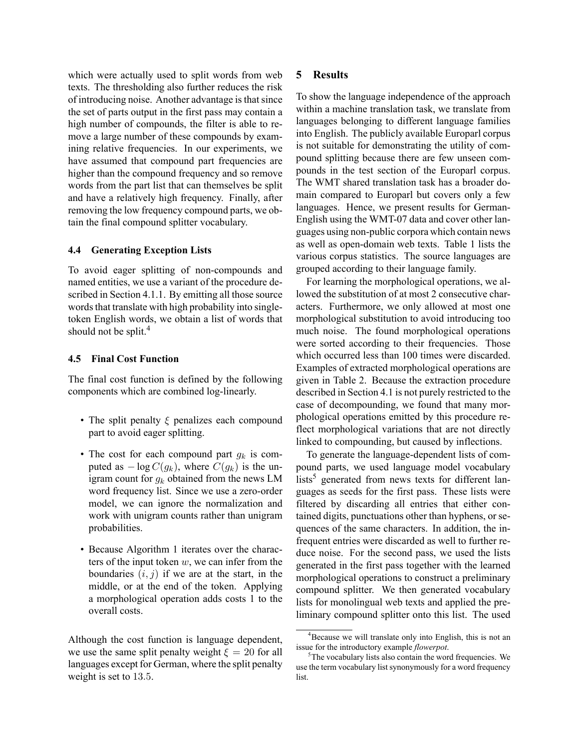which were actually used to split words from web texts. The thresholding also further reduces the risk of introducing noise. Another advantage is that since the set of parts output in the first pass may contain a high number of compounds, the filter is able to remove a large number of these compounds by examining relative frequencies. In our experiments, we have assumed that compound part frequencies are higher than the compound frequency and so remove words from the part list that can themselves be split and have a relatively high frequency. Finally, after removing the low frequency compound parts, we obtain the final compound splitter vocabulary.

### 4.4 Generating Exception Lists

To avoid eager splitting of non-compounds and named entities, we use a variant of the procedure described in Section 4.1.1. By emitting all those source words that translate with high probability into single-token English words, we obtain a list of words that should not be split.[4]

### 4.5 Final Cost Function

The final cost function is defined by the following components which are combined log-linearly.

- The split penalty $\xi$ penalizes each compound part to avoid eager splitting.
- The cost for each compound part $g_k$ is computed as $-\log C(g_k)$, where $C(g_k)$ is the unigram count for $g_k$ obtained from the news LM word frequency list. Since we use a zero-order model, we can ignore the normalization and work with unigram counts rather than unigram probabilities.
- Because Algorithm 1 iterates over the characters of the input token $w$, we can infer from the boundaries $(i, j)$ if we are at the start, in the middle, or at the end of the token. Applying a morphological operation adds costs 1 to the overall costs.

Although the cost function is language dependent, we use the same split penalty weight $\xi = 20$ for all languages except for German, where the split penalty weight is set to $13.5$.

## 5 Results

To show the language independence of the approach within a machine translation task, we translate from languages belonging to different language families into English. The publicly available Europarl corpus is not suitable for demonstrating the utility of compound splitting because there are few unseen compounds in the test section of the Europarl corpus. The WMT shared translation task has a broader domain compared to Europarl but covers only a few languages. Hence, we present results for German-English using the WMT-07 data and cover other languages using non-public corpora which contain news as well as open-domain web texts. Table 1 lists the various corpus statistics. The source languages are grouped according to their language family.

For learning the morphological operations, we allowed the substitution of at most 2 consecutive characters. Furthermore, we only allowed at most one morphological substitution to avoid introducing too much noise. The found morphological operations were sorted according to their frequencies. Those which occurred less than 100 times were discarded. Examples of extracted morphological operations are given in Table 2. Because the extraction procedure described in Section 4.1 is not purely restricted to the case of decompounding, we found that many morphological operations emitted by this procedure reflect morphological variations that are not directly linked to compounding, but caused by inflections.

To generate the language-dependent lists of compound parts, we used language model vocabulary lists[5] generated from news texts for different languages as seeds for the first pass. These lists were filtered by discarding all entries that either contained digits, punctuations other than hyphens, or sequences of the same characters. In addition, the infrequent entries were discarded as well to further reduce noise. For the second pass, we used the lists generated in the first pass together with the learned morphological operations to construct a preliminary compound splitter. We then generated vocabulary lists for monolingual web texts and applied the preliminary compound splitter onto this list. The used

[4] Because we will translate only into English, this is not an issue for the introductory example *flowerpot*.

[5] The vocabulary lists also contain the word frequencies. We use the term vocabulary list synonymously for a word frequency list.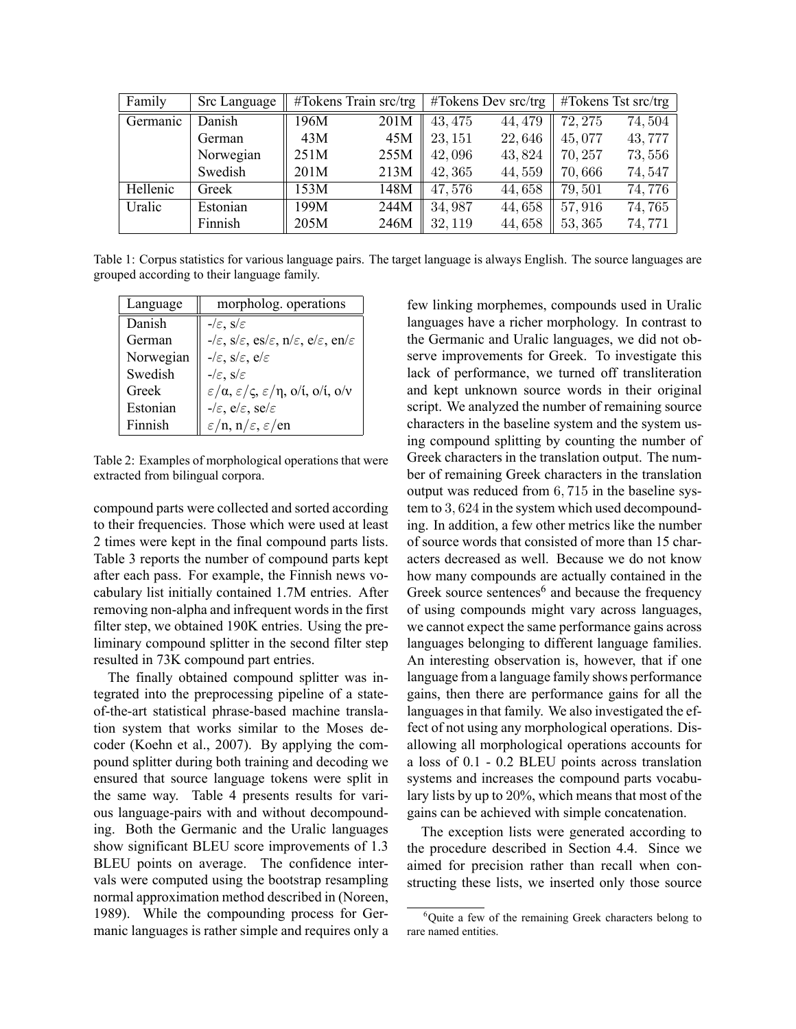| Family | Src Language | #Tokens Train src/trg | | #Tokens Dev src/trg | | #Tokens Tst src/trg | |
|---|---|---|---|---|---|---|---|
| Germanic | Danish | 196M | 201M | 43,475 | 44,479 | 72,275 | 74,504 |
| | German | 43M | 45M | 23,151 | 22,646 | 45,077 | 43,777 |
| | Norwegian | 251M | 255M | 42,096 | 43,824 | 70,257 | 73,556 |
| | Swedish | 201M | 213M | 42,365 | 44,559 | 70,666 | 74,547 |
| Hellenic | Greek | 153M | 148M | 47,576 | 44,658 | 79,501 | 74,776 |
| Uralic | Estonian | 199M | 244M | 34,987 | 44,658 | 57,916 | 74,765 |
| | Finnish | 205M | 246M | 32,119 | 44,658 | 53,365 | 74,771 |

Table 1: Corpus statistics for various language pairs. The target language is always English. The source languages are grouped according to their language family.

| Language | morpholog. operations |
|---|---|
| Danish | -/$\varepsilon$, s/$\varepsilon$ |
| German | -/$\varepsilon$, s/$\varepsilon$, es/$\varepsilon$, n/$\varepsilon$, e/$\varepsilon$, en/$\varepsilon$ |
| Norwegian | -/$\varepsilon$, s/$\varepsilon$, e/$\varepsilon$ |
| Swedish | -/$\varepsilon$, s/$\varepsilon$ |
| Greek | $\varepsilon$/α, $\varepsilon$/ς, $\varepsilon$/η, ο/ί, ο/ί, ο/ν |
| Estonian | -/$\varepsilon$, e/$\varepsilon$, se/$\varepsilon$ |
| Finnish | $\varepsilon$/n, n/$\varepsilon$, $\varepsilon$/en |

Table 2: Examples of morphological operations that were extracted from bilingual corpora.

compound parts were collected and sorted according to their frequencies. Those which were used at least 2 times were kept in the final compound parts lists. Table 3 reports the number of compound parts kept after each pass. For example, the Finnish news vocabulary list initially contained 1.7M entries. After removing non-alpha and infrequent words in the first filter step, we obtained 190K entries. Using the preliminary compound splitter in the second filter step resulted in 73K compound part entries.

The finally obtained compound splitter was integrated into the preprocessing pipeline of a state-of-the-art statistical phrase-based machine translation system that works similar to the Moses decoder (Koehn et al., 2007). By applying the compound splitter during both training and decoding we ensured that source language tokens were split in the same way. Table 4 presents results for various language-pairs with and without decompounding. Both the Germanic and the Uralic languages show significant BLEU score improvements of 1.3 BLEU points on average. The confidence intervals were computed using the bootstrap resampling normal approximation method described in (Noreen, 1989). While the compounding process for Germanic languages is rather simple and requires only a few linking morphemes, compounds used in Uralic languages have a richer morphology. In contrast to the Germanic and Uralic languages, we did not observe improvements for Greek. To investigate this lack of performance, we turned off transliteration and kept unknown source words in their original script. We analyzed the number of remaining source characters in the baseline system and the system using compound splitting by counting the number of Greek characters in the translation output. The number of remaining Greek characters in the translation output was reduced from 6,715 in the baseline system to 3,624 in the system which used decompounding. In addition, a few other metrics like the number of source words that consisted of more than 15 characters decreased as well. Because we do not know how many compounds are actually contained in the Greek source sentences[6] and because the frequency of using compounds might vary across languages, we cannot expect the same performance gains across languages belonging to different language families. An interesting observation is, however, that if one language from a language family shows performance gains, then there are performance gains for all the languages in that family. We also investigated the effect of not using any morphological operations. Disallowing all morphological operations accounts for a loss of 0.1 - 0.2 BLEU points across translation systems and increases the compound parts vocabulary lists by up to 20%, which means that most of the gains can be achieved with simple concatenation.

The exception lists were generated according to the procedure described in Section 4.4. Since we aimed for precision rather than recall when constructing these lists, we inserted only those source

[6] Quite a few of the remaining Greek characters belong to rare named entities.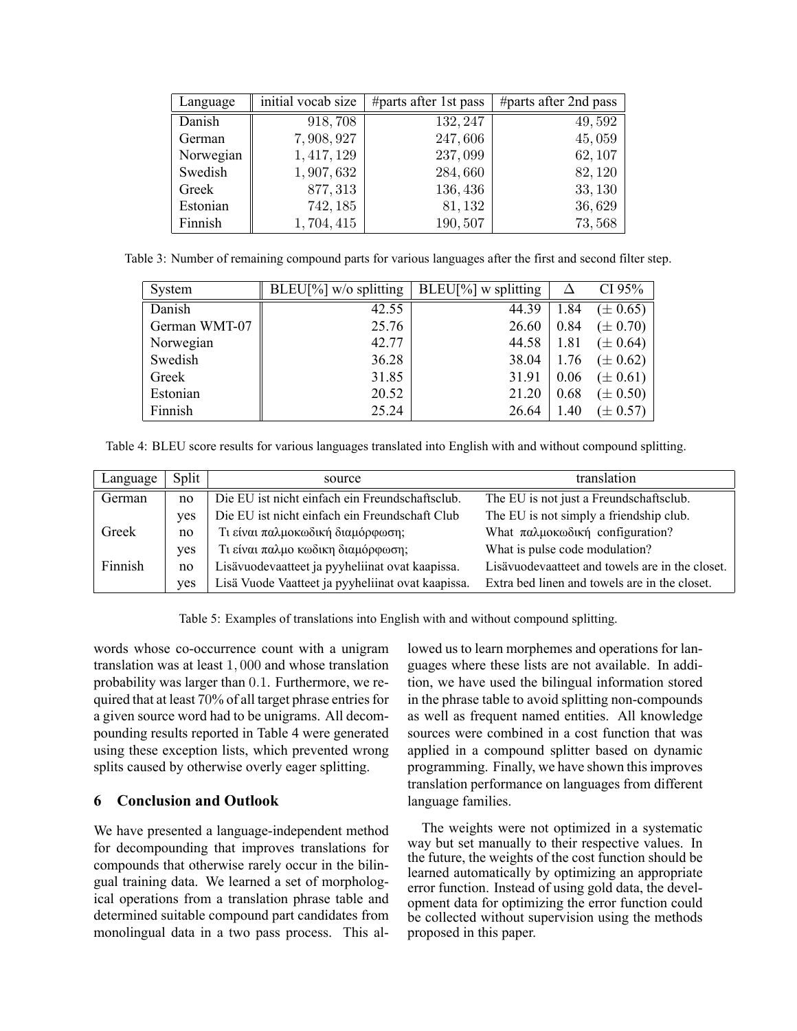| Language | initial vocab size | #parts after 1st pass | #parts after 2nd pass |
|---|---|---|---|
| Danish | 918, 708 | 132, 247 | 49, 592 |
| German | 7, 908, 927 | 247, 606 | 45, 059 |
| Norwegian | 1, 417, 129 | 237, 099 | 62, 107 |
| Swedish | 1, 907, 632 | 284, 660 | 82, 120 |
| Greek | 877, 313 | 136, 436 | 33, 130 |
| Estonian | 742, 185 | 81, 132 | 36, 629 |
| Finnish | 1, 704, 415 | 190, 507 | 73, 568 |

Table 3: Number of remaining compound parts for various languages after the first and second filter step.

| System | BLEU[%] w/o splitting | BLEU[%] w splitting | $\Delta$ | CI 95% |
|---|---|---|---|---|
| Danish | 42.55 | 44.39 | 1.84 | ($\pm$ 0.65) |
| German WMT-07 | 25.76 | 26.60 | 0.84 | ($\pm$ 0.70) |
| Norwegian | 42.77 | 44.58 | 1.81 | ($\pm$ 0.64) |
| Swedish | 36.28 | 38.04 | 1.76 | ($\pm$ 0.62) |
| Greek | 31.85 | 31.91 | 0.06 | ($\pm$ 0.61) |
| Estonian | 20.52 | 21.20 | 0.68 | ($\pm$ 0.50) |
| Finnish | 25.24 | 26.64 | 1.40 | ($\pm$ 0.57) |

Table 4: BLEU score results for various languages translated into English with and without compound splitting.

| Language | Split | source | translation |
|---|---|---|---|
| German | no | Die EU ist nicht einfach ein Freundschaftsclub. | The EU is not just a Freundschaftsclub. |
| | yes | Die EU ist nicht einfach ein Freundschaft Club | The EU is not simply a friendship club. |
| Greek | no | Τι είναι παλμοκωδική διαμόρφωση; | What παλμοκωδική configuration? |
| | yes | Τι είναι παλμο κωδικη διαμόρφωση; | What is pulse code modulation? |
| Finnish | no | Lisävuodevaatteet ja pyyheliinat ovat kaapissa. | Lisävuodevaatteet and towels are in the closet. |
| | yes | Lisä Vuode Vaatteet ja pyyheliinat ovat kaapissa. | Extra bed linen and towels are in the closet. |

Table 5: Examples of translations into English with and without compound splitting.

words whose co-occurrence count with a unigram translation was at least $1,000$ and whose translation probability was larger than $0.1$. Furthermore, we required that at least 70% of all target phrase entries for a given source word had to be unigrams. All decompounding results reported in Table 4 were generated using these exception lists, which prevented wrong splits caused by otherwise overly eager splitting.

## 6 Conclusion and Outlook

We have presented a language-independent method for decompounding that improves translations for compounds that otherwise rarely occur in the bilingual training data. We learned a set of morphological operations from a translation phrase table and determined suitable compound part candidates from monolingual data in a two pass process. This allowed us to learn morphemes and operations for languages where these lists are not available. In addition, we have used the bilingual information stored in the phrase table to avoid splitting non-compounds as well as frequent named entities. All knowledge sources were combined in a cost function that was applied in a compound splitter based on dynamic programming. Finally, we have shown this improves translation performance on languages from different language families.

The weights were not optimized in a systematic way but set manually to their respective values. In the future, the weights of the cost function should be learned automatically by optimizing an appropriate error function. Instead of using gold data, the development data for optimizing the error function could be collected without supervision using the methods proposed in this paper.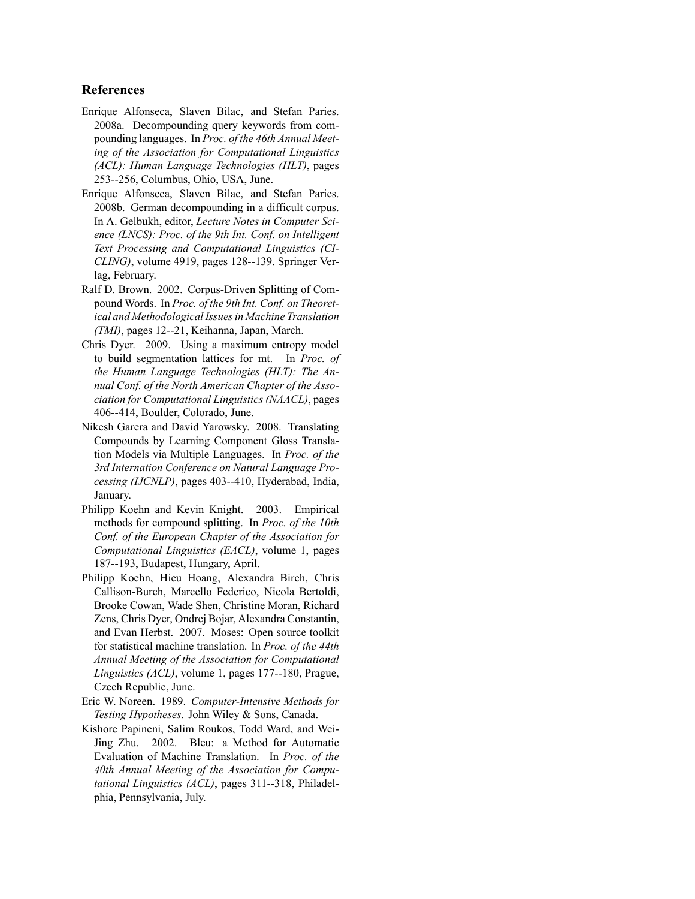## References

Enrique Alfonseca, Slaven Bilac, and Stefan Paries. 2008a. Decompounding query keywords from compounding languages. In *Proc. of the 46th Annual Meeting of the Association for Computational Linguistics (ACL): Human Language Technologies (HLT)*, pages 253--256, Columbus, Ohio, USA, June.

Enrique Alfonseca, Slaven Bilac, and Stefan Paries. 2008b. German decompounding in a difficult corpus. In A. Gelbukh, editor, *Lecture Notes in Computer Science (LNCS): Proc. of the 9th Int. Conf. on Intelligent Text Processing and Computational Linguistics (CICLING)*, volume 4919, pages 128--139. Springer Verlag, February.

Ralf D. Brown. 2002. Corpus-Driven Splitting of Compound Words. In *Proc. of the 9th Int. Conf. on Theoretical and Methodological Issues in Machine Translation (TMI)*, pages 12--21, Keihanna, Japan, March.

Chris Dyer. 2009. Using a maximum entropy model to build segmentation lattices for mt. In *Proc. of the Human Language Technologies (HLT): The Annual Conf. of the North American Chapter of the Association for Computational Linguistics (NAACL)*, pages 406--414, Boulder, Colorado, June.

Nikesh Garera and David Yarowsky. 2008. Translating Compounds by Learning Component Gloss Translation Models via Multiple Languages. In *Proc. of the 3rd Internation Conference on Natural Language Processing (IJCNLP)*, pages 403--410, Hyderabad, India, January.

Philipp Koehn and Kevin Knight. 2003. Empirical methods for compound splitting. In *Proc. of the 10th Conf. of the European Chapter of the Association for Computational Linguistics (EACL)*, volume 1, pages 187--193, Budapest, Hungary, April.

Philipp Koehn, Hieu Hoang, Alexandra Birch, Chris Callison-Burch, Marcello Federico, Nicola Bertoldi, Brooke Cowan, Wade Shen, Christine Moran, Richard Zens, Chris Dyer, Ondrej Bojar, Alexandra Constantin, and Evan Herbst. 2007. Moses: Open source toolkit for statistical machine translation. In *Proc. of the 44th Annual Meeting of the Association for Computational Linguistics (ACL)*, volume 1, pages 177--180, Prague, Czech Republic, June.

Eric W. Noreen. 1989. *Computer-Intensive Methods for Testing Hypotheses*. John Wiley & Sons, Canada.

Kishore Papineni, Salim Roukos, Todd Ward, and Wei-Jing Zhu. 2002. Bleu: a Method for Automatic Evaluation of Machine Translation. In *Proc. of the 40th Annual Meeting of the Association for Computational Linguistics (ACL)*, pages 311--318, Philadelphia, Pennsylvania, July.